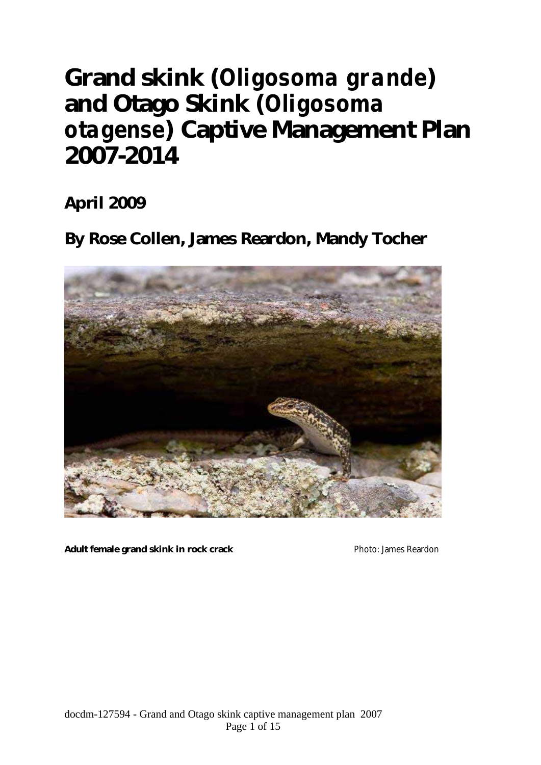# Grand skink (*Oligosoma grande*) and Otago Skink (*Oligosoma otagense*) Captive Management Plan 2007-2014

## April 2009

## By Rose Collen, James Reardon, Mandy Tocher

**Adult female grand skink in rock crack** Photo: James Reardon

docdm-127594 - Grand and Otago skink captive management plan 2007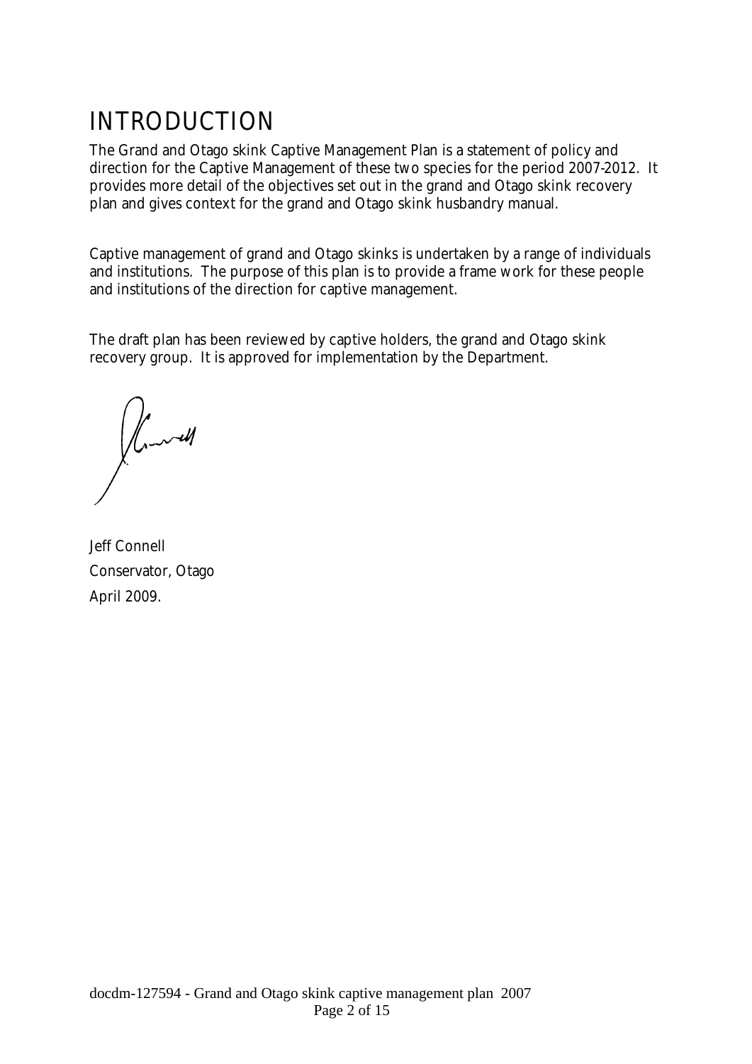# INTRODUCTION

The Grand and Otago skink Captive Management Plan is a statement of policy and direction for the Captive Management of these two species for the period 2007-2012. It provides more detail of the objectives set out in the grand and Otago skink recovery plan and gives context for the grand and Otago skink husbandry manual.

Captive management of grand and Otago skinks is undertaken by a range of individuals and institutions. The purpose of this plan is to provide a frame work for these people and institutions of the direction for captive management.

The draft plan has been reviewed by captive holders, the grand and Otago skink recovery group. It is approved for implementation by the Department.

Jeff Connell
Conservator, Otago
April 2009.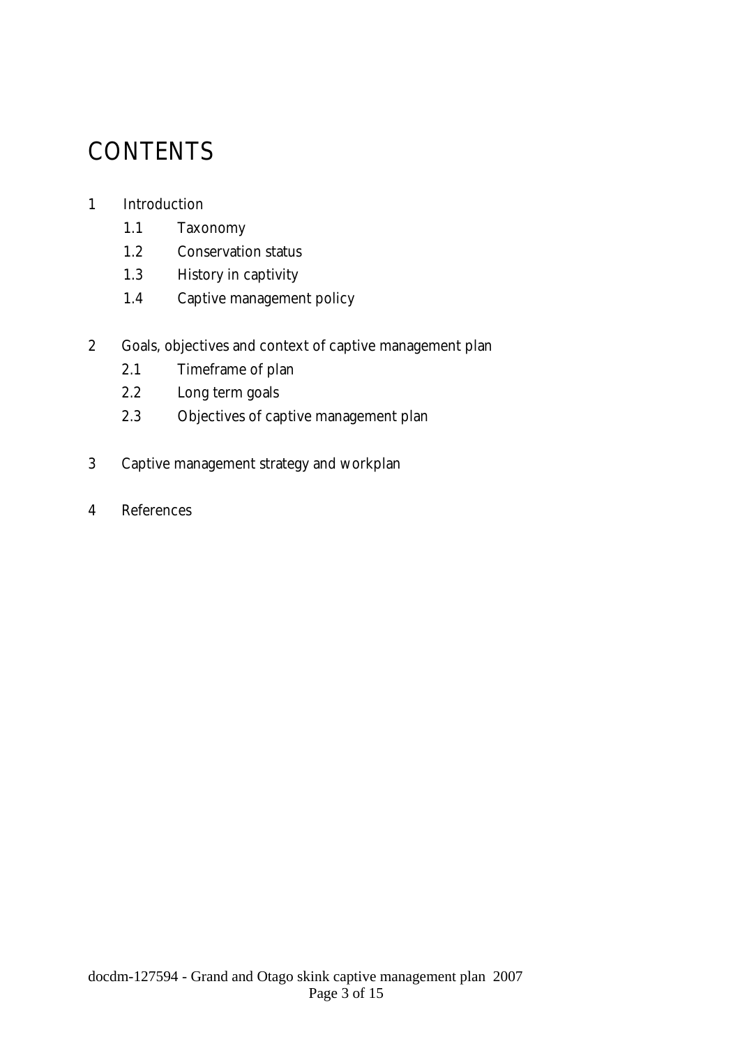# CONTENTS

1 Introduction
   - 1.1 Taxonomy
   - 1.2 Conservation status
   - 1.3 History in captivity
   - 1.4 Captive management policy

2 Goals, objectives and context of captive management plan
   - 2.1 Timeframe of plan
   - 2.2 Long term goals
   - 2.3 Objectives of captive management plan

3 Captive management strategy and workplan

4 References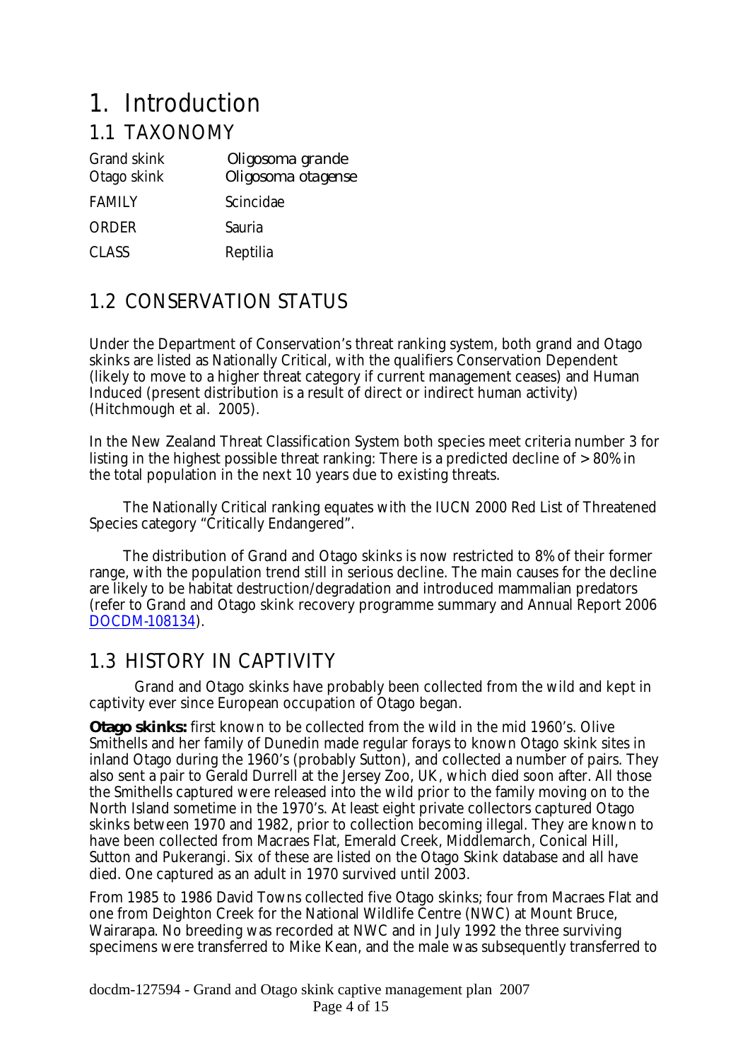# 1. Introduction

## 1.1 TAXONOMY

| | |
|---|---|
| Grand skink | *Oligosoma grande* |
| Otago skink | *Oligosoma otagense* |
| FAMILY | Scincidae |
| ORDER | Sauria |
| CLASS | Reptilia |

## 1.2 CONSERVATION STATUS

Under the Department of Conservation's threat ranking system, both grand and Otago skinks are listed as Nationally Critical, with the qualifiers Conservation Dependent (likely to move to a higher threat category if current management ceases) and Human Induced (present distribution is a result of direct or indirect human activity) (Hitchmough et al. 2005).

In the New Zealand Threat Classification System both species meet criteria number 3 for listing in the highest possible threat ranking: There is a predicted decline of > 80% in the total population in the next 10 years due to existing threats.

The Nationally Critical ranking equates with the IUCN 2000 Red List of Threatened Species category "Critically Endangered".

The distribution of Grand and Otago skinks is now restricted to 8% of their former range, with the population trend still in serious decline. The main causes for the decline are likely to be habitat destruction/degradation and introduced mammalian predators (refer to Grand and Otago skink recovery programme summary and Annual Report 2006 DOCDM-108134).

## 1.3 HISTORY IN CAPTIVITY

Grand and Otago skinks have probably been collected from the wild and kept in captivity ever since European occupation of Otago began.

**Otago skinks:** first known to be collected from the wild in the mid 1960's. Olive Smithells and her family of Dunedin made regular forays to known Otago skink sites in inland Otago during the 1960's (probably Sutton), and collected a number of pairs. They also sent a pair to Gerald Durrell at the Jersey Zoo, UK, which died soon after. All those the Smithells captured were released into the wild prior to the family moving on to the North Island sometime in the 1970's. At least eight private collectors captured Otago skinks between 1970 and 1982, prior to collection becoming illegal. They are known to have been collected from Macraes Flat, Emerald Creek, Middlemarch, Conical Hill, Sutton and Pukerangi. Six of these are listed on the Otago Skink database and all have died. One captured as an adult in 1970 survived until 2003.

From 1985 to 1986 David Towns collected five Otago skinks; four from Macraes Flat and one from Deighton Creek for the National Wildlife Centre (NWC) at Mount Bruce, Wairarapa. No breeding was recorded at NWC and in July 1992 the three surviving specimens were transferred to Mike Kean, and the male was subsequently transferred to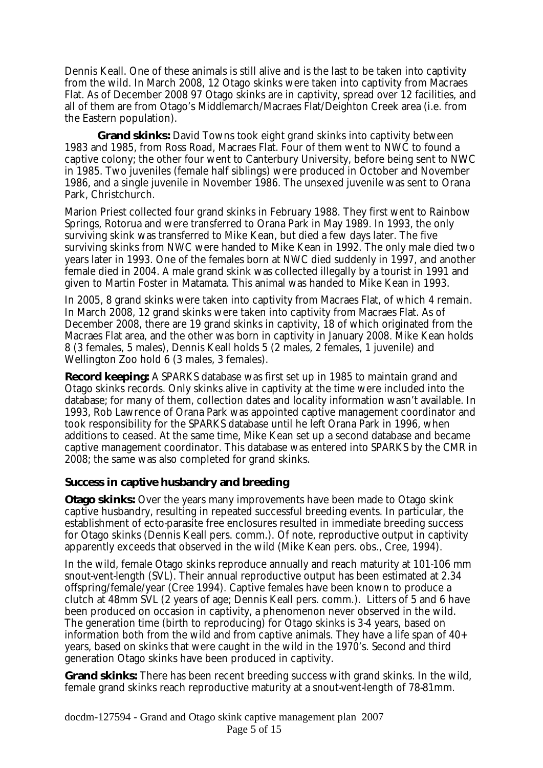Dennis Keall. One of these animals is still alive and is the last to be taken into captivity from the wild. In March 2008, 12 Otago skinks were taken into captivity from Macraes Flat. As of December 2008 97 Otago skinks are in captivity, spread over 12 facilities, and all of them are from Otago's Middlemarch/Macraes Flat/Deighton Creek area (i.e. from the Eastern population).

**Grand skinks:** David Towns took eight grand skinks into captivity between 1983 and 1985, from Ross Road, Macraes Flat. Four of them went to NWC to found a captive colony; the other four went to Canterbury University, before being sent to NWC in 1985. Two juveniles (female half siblings) were produced in October and November 1986, and a single juvenile in November 1986. The unsexed juvenile was sent to Orana Park, Christchurch.

Marion Priest collected four grand skinks in February 1988. They first went to Rainbow Springs, Rotorua and were transferred to Orana Park in May 1989. In 1993, the only surviving skink was transferred to Mike Kean, but died a few days later. The five surviving skinks from NWC were handed to Mike Kean in 1992. The only male died two years later in 1993. One of the females born at NWC died suddenly in 1997, and another female died in 2004. A male grand skink was collected illegally by a tourist in 1991 and given to Martin Foster in Matamata. This animal was handed to Mike Kean in 1993.

In 2005, 8 grand skinks were taken into captivity from Macraes Flat, of which 4 remain. In March 2008, 12 grand skinks were taken into captivity from Macraes Flat. As of December 2008, there are 19 grand skinks in captivity, 18 of which originated from the Macraes Flat area, and the other was born in captivity in January 2008. Mike Kean holds 8 (3 females, 5 males), Dennis Keall holds 5 (2 males, 2 females, 1 juvenile) and Wellington Zoo hold 6 (3 males, 3 females).

**Record keeping:** A SPARKS database was first set up in 1985 to maintain grand and Otago skinks records. Only skinks alive in captivity at the time were included into the database; for many of them, collection dates and locality information wasn't available. In 1993, Rob Lawrence of Orana Park was appointed captive management coordinator and took responsibility for the SPARKS database until he left Orana Park in 1996, when additions to ceased. At the same time, Mike Kean set up a second database and became captive management coordinator. This database was entered into SPARKS by the CMR in 2008; the same was also completed for grand skinks.

### Success in captive husbandry and breeding

**Otago skinks:** Over the years many improvements have been made to Otago skink captive husbandry, resulting in repeated successful breeding events. In particular, the establishment of ecto-parasite free enclosures resulted in immediate breeding success for Otago skinks (Dennis Keall pers. comm.). Of note, reproductive output in captivity apparently exceeds that observed in the wild (Mike Kean pers. obs., Cree, 1994).

In the wild, female Otago skinks reproduce annually and reach maturity at 101-106 mm snout-vent-length (SVL). Their annual reproductive output has been estimated at 2.34 offspring/female/year (Cree 1994). Captive females have been known to produce a clutch at 48mm SVL (2 years of age; Dennis Keall pers. comm.). Litters of 5 and 6 have been produced on occasion in captivity, a phenomenon never observed in the wild. The generation time (birth to reproducing) for Otago skinks is 3-4 years, based on information both from the wild and from captive animals. They have a life span of 40+ years, based on skinks that were caught in the wild in the 1970's. Second and third generation Otago skinks have been produced in captivity.

**Grand skinks:** There has been recent breeding success with grand skinks. In the wild, female grand skinks reach reproductive maturity at a snout-vent-length of 78-81mm.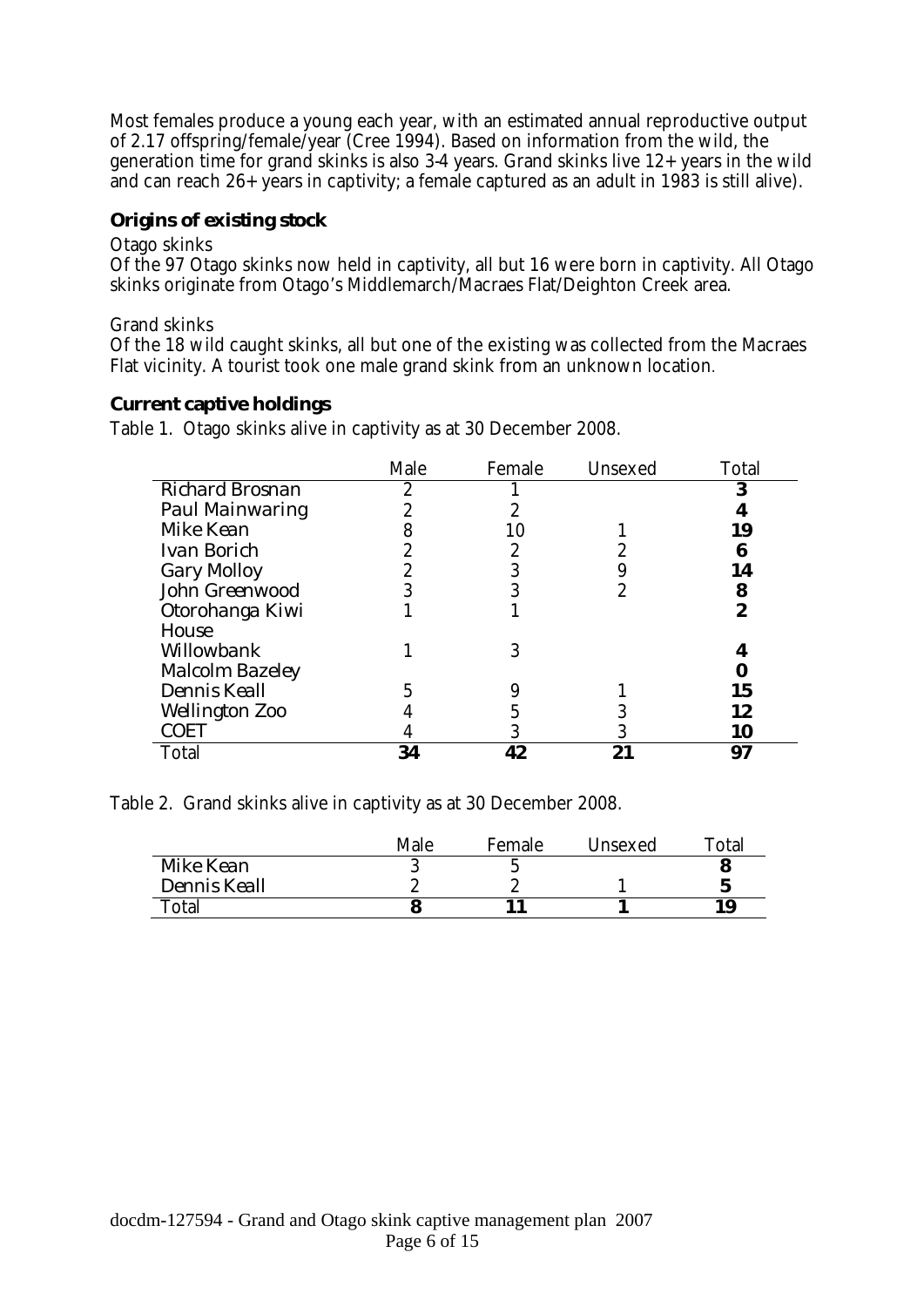Most females produce a young each year, with an estimated annual reproductive output of 2.17 offspring/female/year (Cree 1994). Based on information from the wild, the generation time for grand skinks is also 3-4 years. Grand skinks live 12+ years in the wild and can reach 26+ years in captivity; a female captured as an adult in 1983 is still alive).

## Origins of existing stock

Otago skinks

Of the 97 Otago skinks now held in captivity, all but 16 were born in captivity. All Otago skinks originate from Otago's Middlemarch/Macraes Flat/Deighton Creek area.

Grand skinks

Of the 18 wild caught skinks, all but one of the existing was collected from the Macraes Flat vicinity. A tourist took one male grand skink from an unknown location.

## Current captive holdings

Table 1. Otago skinks alive in captivity as at 30 December 2008.

| | Male | Female | Unsexed | Total |
|---|---|---|---|---|
| Richard Brosnan | 2 | 1 | | **3** |
| Paul Mainwaring | 2 | 2 | | **4** |
| Mike Kean | 8 | 10 | 1 | **19** |
| Ivan Borich | 2 | 2 | 2 | **6** |
| Gary Molloy | 2 | 3 | 9 | **14** |
| John Greenwood | 3 | 3 | 2 | **8** |
| Otorohanga Kiwi House | 1 | 1 | | **2** |
| Willowbank | 1 | 3 | | **4** |
| Malcolm Bazeley | | | | **0** |
| Dennis Keall | 5 | 9 | 1 | **15** |
| Wellington Zoo | 4 | 5 | 3 | **12** |
| COET | 4 | 3 | 3 | **10** |
| Total | **34** | **42** | **21** | **97** |

Table 2. Grand skinks alive in captivity as at 30 December 2008.

| | Male | Female | Unsexed | Total |
|---|---|---|---|---|
| Mike Kean | 3 | 5 | | **8** |
| Dennis Keall | 2 | 2 | 1 | **5** |
| Total | **8** | **11** | **1** | **19** |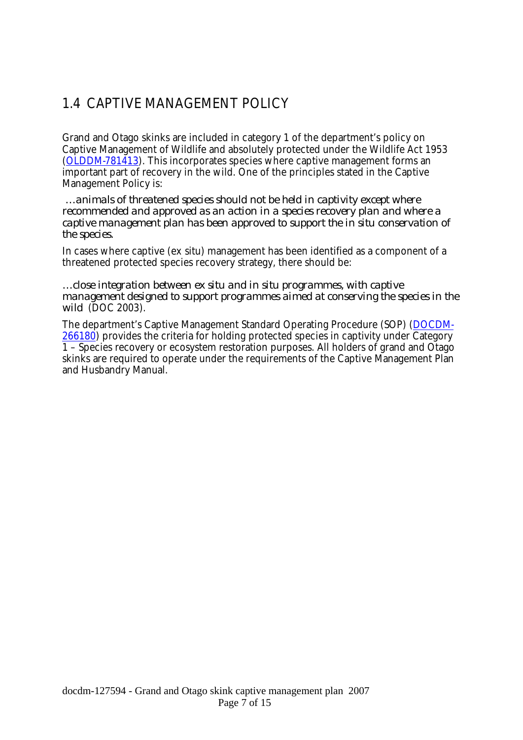## 1.4 CAPTIVE MANAGEMENT POLICY

Grand and Otago skinks are included in category 1 of the department's policy on Captive Management of Wildlife and absolutely protected under the Wildlife Act 1953 (OLDDM-781413). This incorporates species where captive management forms an important part of recovery in the wild. One of the principles stated in the Captive Management Policy is:

*…animals of threatened species should not be held in captivity except where recommended and approved as an action in a species recovery plan and where a captive management plan has been approved to support the in situ conservation of the species.*

In cases where captive (ex situ) management has been identified as a component of a threatened protected species recovery strategy, there should be:

*…close integration between ex situ and in situ programmes, with captive management designed to support programmes aimed at conserving the species in the wild* (DOC 2003).

The department's Captive Management Standard Operating Procedure (SOP) (DOCDM-266180) provides the criteria for holding protected species in captivity under Category 1 – Species recovery or ecosystem restoration purposes. All holders of grand and Otago skinks are required to operate under the requirements of the Captive Management Plan and Husbandry Manual.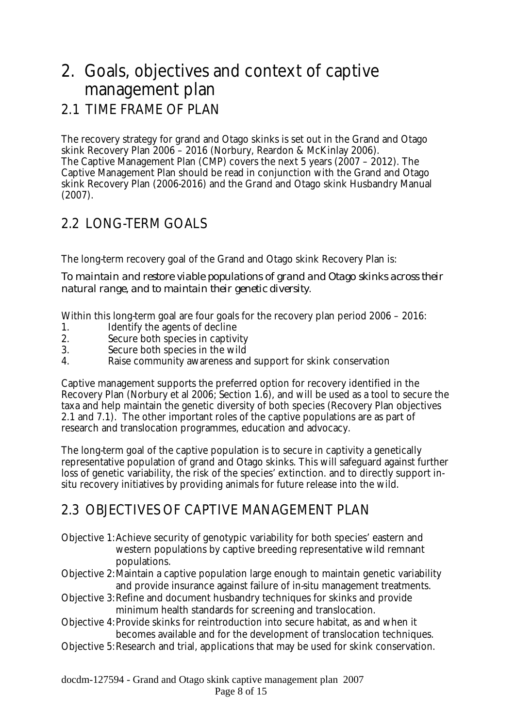# 2. Goals, objectives and context of captive management plan

## 2.1 TIME FRAME OF PLAN

The recovery strategy for grand and Otago skinks is set out in the Grand and Otago skink Recovery Plan 2006 – 2016 (Norbury, Reardon & McKinlay 2006).
The Captive Management Plan (CMP) covers the next 5 years (2007 – 2012). The Captive Management Plan should be read in conjunction with the Grand and Otago skink Recovery Plan (2006-2016) and the Grand and Otago skink Husbandry Manual (2007).

## 2.2 LONG-TERM GOALS

The long-term recovery goal of the Grand and Otago skink Recovery Plan is:

*To maintain and restore viable populations of grand and Otago skinks across their natural range, and to maintain their genetic diversity.*

Within this long-term goal are four goals for the recovery plan period 2006 – 2016:

1. Identify the agents of decline
2. Secure both species in captivity
3. Secure both species in the wild
4. Raise community awareness and support for skink conservation

Captive management supports the preferred option for recovery identified in the Recovery Plan (Norbury et al 2006; Section 1.6), and will be used as a tool to secure the taxa and help maintain the genetic diversity of both species (Recovery Plan objectives 2.1 and 7.1). The other important roles of the captive populations are as part of research and translocation programmes, education and advocacy.

The long-term goal of the captive population is to secure in captivity a genetically representative population of grand and Otago skinks. This will safeguard against further loss of genetic variability, the risk of the species' extinction. and to directly support in-situ recovery initiatives by providing animals for future release into the wild.

## 2.3 OBJECTIVES OF CAPTIVE MANAGEMENT PLAN

Objective 1: Achieve security of genotypic variability for both species' eastern and western populations by captive breeding representative wild remnant populations.

Objective 2: Maintain a captive population large enough to maintain genetic variability and provide insurance against failure of in-situ management treatments.

Objective 3: Refine and document husbandry techniques for skinks and provide minimum health standards for screening and translocation.

Objective 4: Provide skinks for reintroduction into secure habitat, as and when it becomes available and for the development of translocation techniques.

Objective 5: Research and trial, applications that may be used for skink conservation.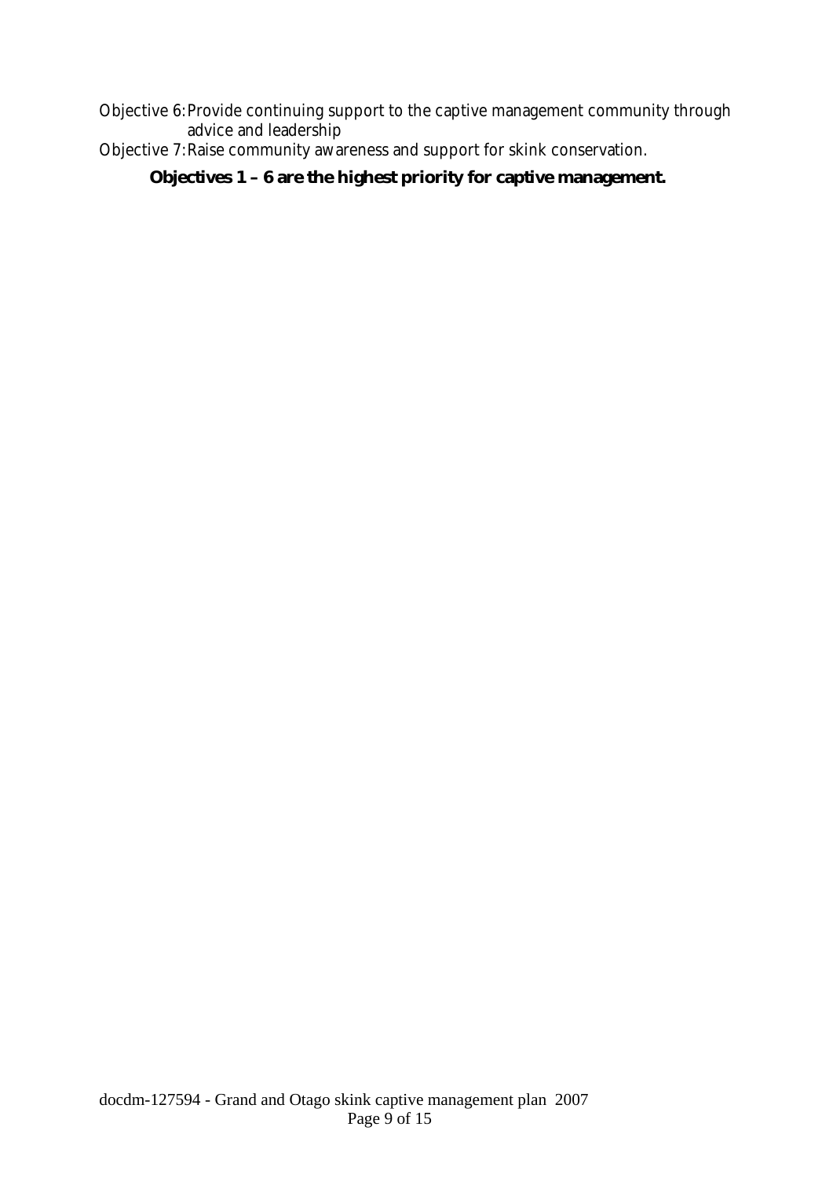Objective 6: Provide continuing support to the captive management community through advice and leadership

Objective 7: Raise community awareness and support for skink conservation.

**Objectives 1 – 6 are the highest priority for captive management.**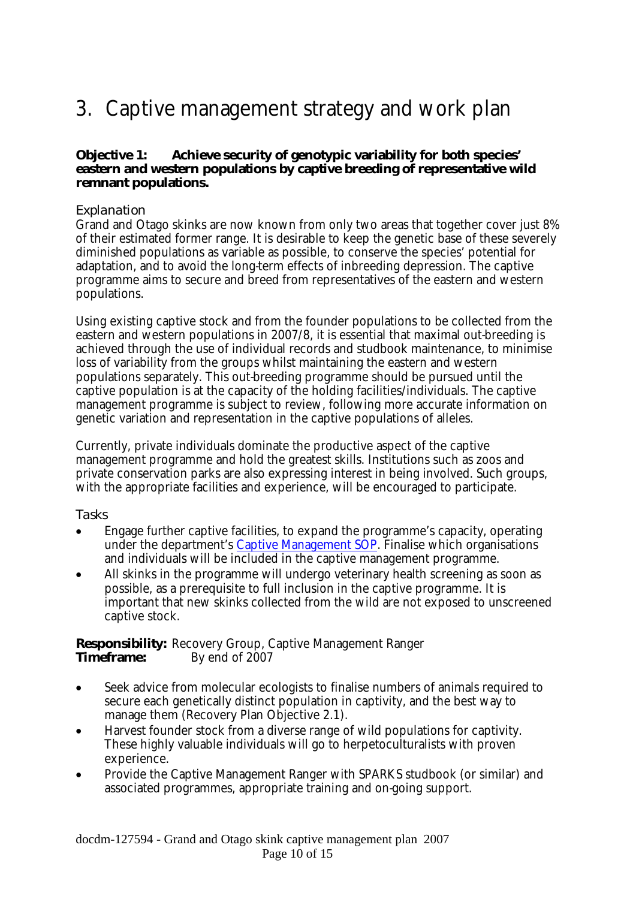# 3. Captive management strategy and work plan

**Objective 1: Achieve security of genotypic variability for both species' eastern and western populations by captive breeding of representative wild remnant populations.**

### Explanation

Grand and Otago skinks are now known from only two areas that together cover just 8% of their estimated former range. It is desirable to keep the genetic base of these severely diminished populations as variable as possible, to conserve the species' potential for adaptation, and to avoid the long-term effects of inbreeding depression. The captive programme aims to secure and breed from representatives of the eastern and western populations.

Using existing captive stock and from the founder populations to be collected from the eastern and western populations in 2007/8, it is essential that maximal out-breeding is achieved through the use of individual records and studbook maintenance, to minimise loss of variability from the groups whilst maintaining the eastern and western populations separately. This out-breeding programme should be pursued until the captive population is at the capacity of the holding facilities/individuals. The captive management programme is subject to review, following more accurate information on genetic variation and representation in the captive populations of alleles.

Currently, private individuals dominate the productive aspect of the captive management programme and hold the greatest skills. Institutions such as zoos and private conservation parks are also expressing interest in being involved. Such groups, with the appropriate facilities and experience, will be encouraged to participate.

### Tasks

- Engage further captive facilities, to expand the programme's capacity, operating under the department's Captive Management SOP. Finalise which organisations and individuals will be included in the captive management programme.
- All skinks in the programme will undergo veterinary health screening as soon as possible, as a prerequisite to full inclusion in the captive programme. It is important that new skinks collected from the wild are not exposed to unscreened captive stock.

**Responsibility:** Recovery Group, Captive Management Ranger
**Timeframe:** By end of 2007

- Seek advice from molecular ecologists to finalise numbers of animals required to secure each genetically distinct population in captivity, and the best way to manage them (Recovery Plan Objective 2.1).
- Harvest founder stock from a diverse range of wild populations for captivity. These highly valuable individuals will go to herpetoculturalists with proven experience.
- Provide the Captive Management Ranger with SPARKS studbook (or similar) and associated programmes, appropriate training and on-going support.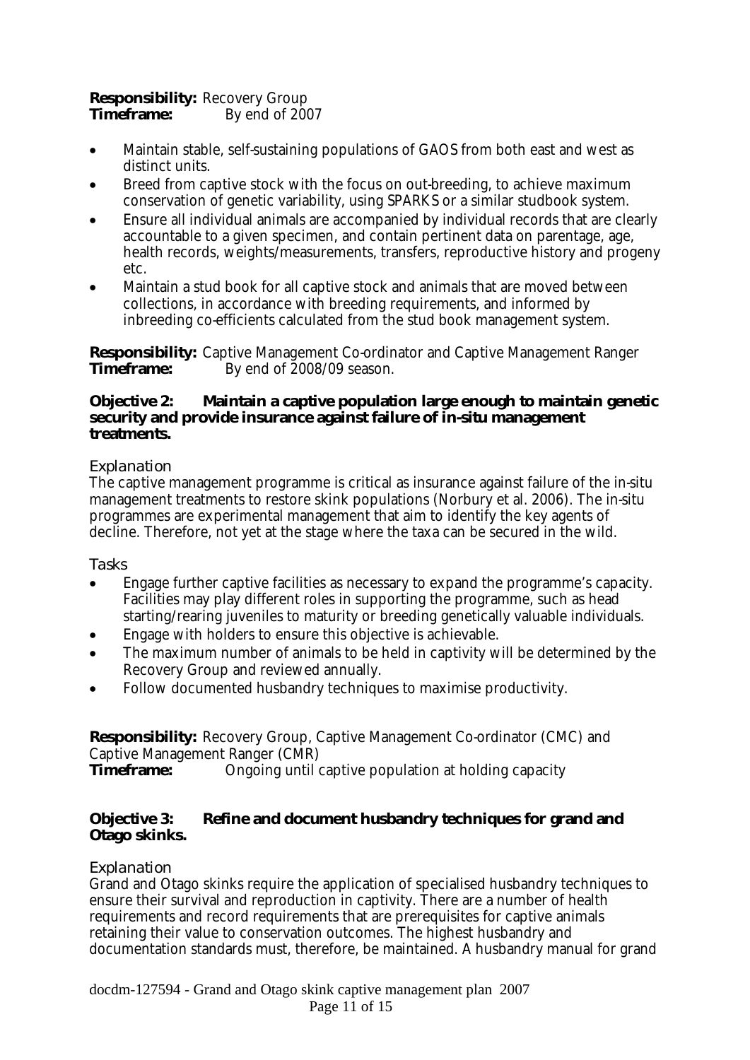**Responsibility:** Recovery Group
**Timeframe:** By end of 2007

- Maintain stable, self-sustaining populations of GAOS from both east and west as distinct units.
- Breed from captive stock with the focus on out-breeding, to achieve maximum conservation of genetic variability, using SPARKS or a similar studbook system.
- Ensure all individual animals are accompanied by individual records that are clearly accountable to a given specimen, and contain pertinent data on parentage, age, health records, weights/measurements, transfers, reproductive history and progeny etc.
- Maintain a stud book for all captive stock and animals that are moved between collections, in accordance with breeding requirements, and informed by inbreeding co-efficients calculated from the stud book management system.

**Responsibility:** Captive Management Co-ordinator and Captive Management Ranger
**Timeframe:** By end of 2008/09 season.

**Objective 2: Maintain a captive population large enough to maintain genetic security and provide insurance against failure of in-situ management treatments.**

*Explanation*

The captive management programme is critical as insurance against failure of the in-situ management treatments to restore skink populations (Norbury et al. 2006). The in-situ programmes are experimental management that aim to identify the key agents of decline. Therefore, not yet at the stage where the taxa can be secured in the wild.

*Tasks*

- Engage further captive facilities as necessary to expand the programme's capacity. Facilities may play different roles in supporting the programme, such as head starting/rearing juveniles to maturity or breeding genetically valuable individuals.
- Engage with holders to ensure this objective is achievable.
- The maximum number of animals to be held in captivity will be determined by the Recovery Group and reviewed annually.
- Follow documented husbandry techniques to maximise productivity.

**Responsibility:** Recovery Group, Captive Management Co-ordinator (CMC) and Captive Management Ranger (CMR)
**Timeframe:** Ongoing until captive population at holding capacity

**Objective 3: Refine and document husbandry techniques for grand and Otago skinks.**

*Explanation*

Grand and Otago skinks require the application of specialised husbandry techniques to ensure their survival and reproduction in captivity. There are a number of health requirements and record requirements that are prerequisites for captive animals retaining their value to conservation outcomes. The highest husbandry and documentation standards must, therefore, be maintained. A husbandry manual for grand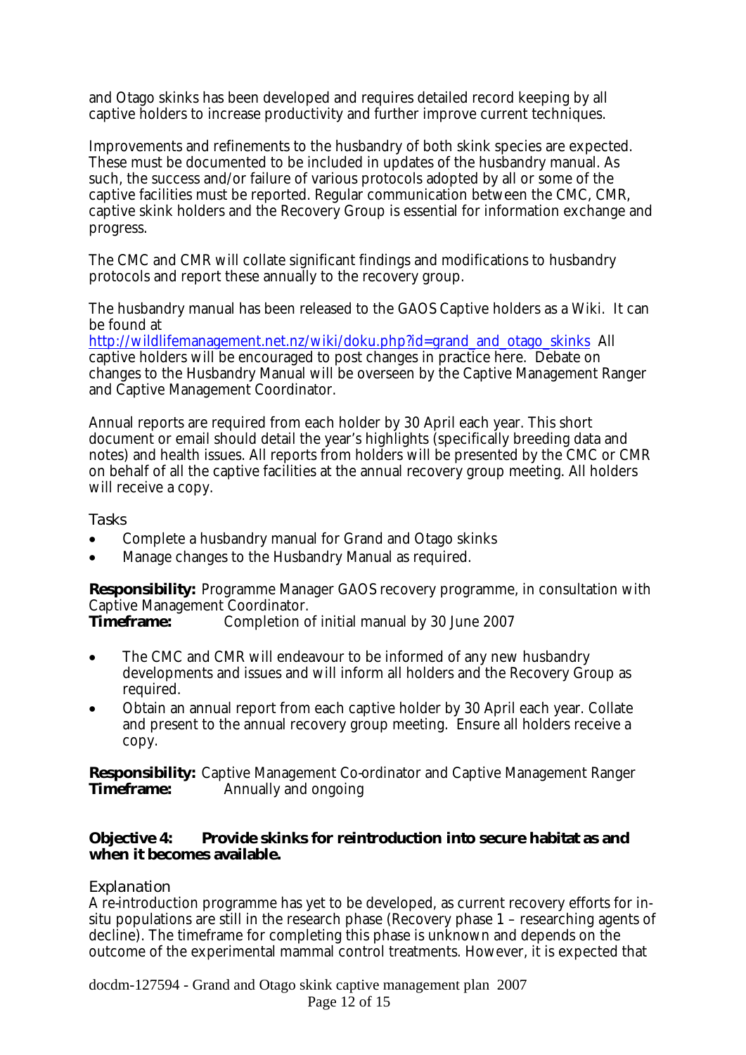and Otago skinks has been developed and requires detailed record keeping by all captive holders to increase productivity and further improve current techniques.

Improvements and refinements to the husbandry of both skink species are expected. These must be documented to be included in updates of the husbandry manual. As such, the success and/or failure of various protocols adopted by all or some of the captive facilities must be reported. Regular communication between the CMC, CMR, captive skink holders and the Recovery Group is essential for information exchange and progress.

The CMC and CMR will collate significant findings and modifications to husbandry protocols and report these annually to the recovery group.

The husbandry manual has been released to the GAOS Captive holders as a Wiki. It can be found at http://wildlifemanagement.net.nz/wiki/doku.php?id=grand_and_otago_skinks All captive holders will be encouraged to post changes in practice here. Debate on changes to the Husbandry Manual will be overseen by the Captive Management Ranger and Captive Management Coordinator.

Annual reports are required from each holder by 30 April each year. This short document or email should detail the year's highlights (specifically breeding data and notes) and health issues. All reports from holders will be presented by the CMC or CMR on behalf of all the captive facilities at the annual recovery group meeting. All holders will receive a copy.

### Tasks

- Complete a husbandry manual for Grand and Otago skinks
- Manage changes to the Husbandry Manual as required.

**Responsibility:** Programme Manager GAOS recovery programme, in consultation with Captive Management Coordinator.
**Timeframe:** Completion of initial manual by 30 June 2007

- The CMC and CMR will endeavour to be informed of any new husbandry developments and issues and will inform all holders and the Recovery Group as required.
- Obtain an annual report from each captive holder by 30 April each year. Collate and present to the annual recovery group meeting. Ensure all holders receive a copy.

**Responsibility:** Captive Management Co-ordinator and Captive Management Ranger
**Timeframe:** Annually and ongoing

## Objective 4: Provide skinks for reintroduction into secure habitat as and when it becomes available.

### Explanation

A re-introduction programme has yet to be developed, as current recovery efforts for in-situ populations are still in the research phase (Recovery phase 1 – researching agents of decline). The timeframe for completing this phase is unknown and depends on the outcome of the experimental mammal control treatments. However, it is expected that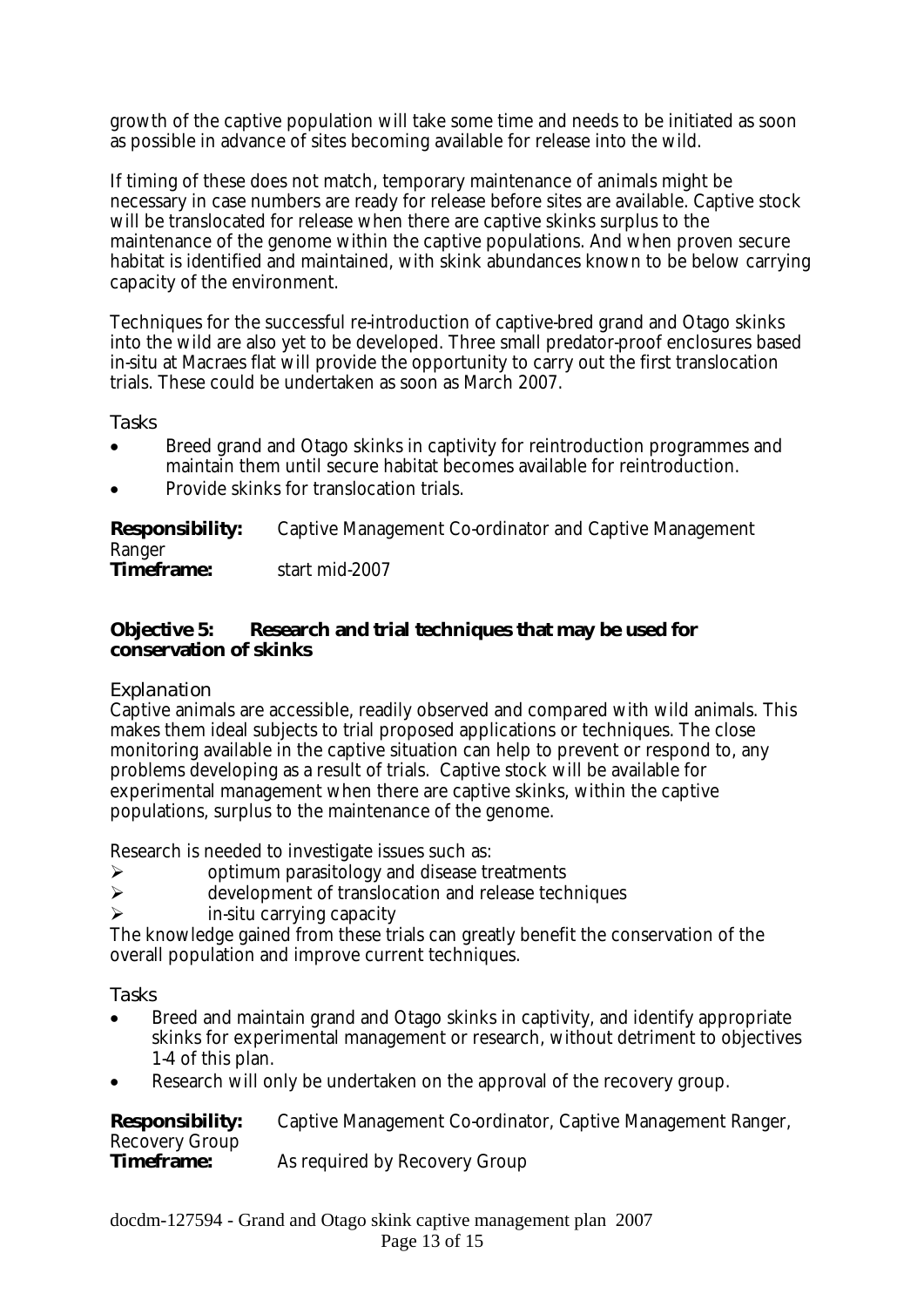growth of the captive population will take some time and needs to be initiated as soon as possible in advance of sites becoming available for release into the wild.

If timing of these does not match, temporary maintenance of animals might be necessary in case numbers are ready for release before sites are available. Captive stock will be translocated for release when there are captive skinks surplus to the maintenance of the genome within the captive populations. And when proven secure habitat is identified and maintained, with skink abundances known to be below carrying capacity of the environment.

Techniques for the successful re-introduction of captive-bred grand and Otago skinks into the wild are also yet to be developed. Three small predator-proof enclosures based in-situ at Macraes flat will provide the opportunity to carry out the first translocation trials. These could be undertaken as soon as March 2007.

### Tasks

- Breed grand and Otago skinks in captivity for reintroduction programmes and maintain them until secure habitat becomes available for reintroduction.
- Provide skinks for translocation trials.

**Responsibility:** Captive Management Co-ordinator and Captive Management Ranger
**Timeframe:** start mid-2007

## Objective 5: Research and trial techniques that may be used for conservation of skinks

### Explanation

Captive animals are accessible, readily observed and compared with wild animals. This makes them ideal subjects to trial proposed applications or techniques. The close monitoring available in the captive situation can help to prevent or respond to, any problems developing as a result of trials. Captive stock will be available for experimental management when there are captive skinks, within the captive populations, surplus to the maintenance of the genome.

Research is needed to investigate issues such as:

- optimum parasitology and disease treatments
- development of translocation and release techniques
- in-situ carrying capacity

The knowledge gained from these trials can greatly benefit the conservation of the overall population and improve current techniques.

### Tasks

- Breed and maintain grand and Otago skinks in captivity, and identify appropriate skinks for experimental management or research, without detriment to objectives 1-4 of this plan.
- Research will only be undertaken on the approval of the recovery group.

**Responsibility:** Captive Management Co-ordinator, Captive Management Ranger, Recovery Group
**Timeframe:** As required by Recovery Group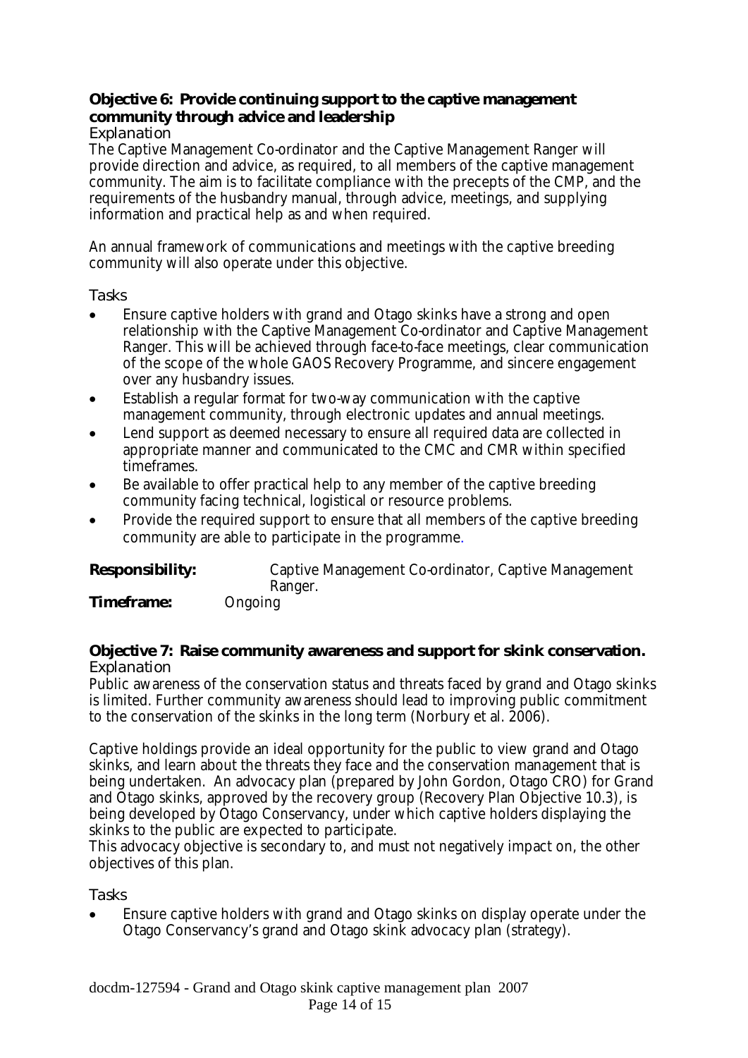**Objective 6: Provide continuing support to the captive management community through advice and leadership**

*Explanation*

The Captive Management Co-ordinator and the Captive Management Ranger will provide direction and advice, as required, to all members of the captive management community. The aim is to facilitate compliance with the precepts of the CMP, and the requirements of the husbandry manual, through advice, meetings, and supplying information and practical help as and when required.

An annual framework of communications and meetings with the captive breeding community will also operate under this objective.

*Tasks*

- Ensure captive holders with grand and Otago skinks have a strong and open relationship with the Captive Management Co-ordinator and Captive Management Ranger. This will be achieved through face-to-face meetings, clear communication of the scope of the whole GAOS Recovery Programme, and sincere engagement over any husbandry issues.
- Establish a regular format for two-way communication with the captive management community, through electronic updates and annual meetings.
- Lend support as deemed necessary to ensure all required data are collected in appropriate manner and communicated to the CMC and CMR within specified timeframes.
- Be available to offer practical help to any member of the captive breeding community facing technical, logistical or resource problems.
- Provide the required support to ensure that all members of the captive breeding community are able to participate in the programme.

**Responsibility:** Captive Management Co-ordinator, Captive Management Ranger.

**Timeframe:** Ongoing

**Objective 7: Raise community awareness and support for skink conservation.**

*Explanation*

Public awareness of the conservation status and threats faced by grand and Otago skinks is limited. Further community awareness should lead to improving public commitment to the conservation of the skinks in the long term (Norbury et al. 2006).

Captive holdings provide an ideal opportunity for the public to view grand and Otago skinks, and learn about the threats they face and the conservation management that is being undertaken. An advocacy plan (prepared by John Gordon, Otago CRO) for Grand and Otago skinks, approved by the recovery group (Recovery Plan Objective 10.3), is being developed by Otago Conservancy, under which captive holders displaying the skinks to the public are expected to participate.

This advocacy objective is secondary to, and must not negatively impact on, the other objectives of this plan.

*Tasks*

- Ensure captive holders with grand and Otago skinks on display operate under the Otago Conservancy's grand and Otago skink advocacy plan (strategy).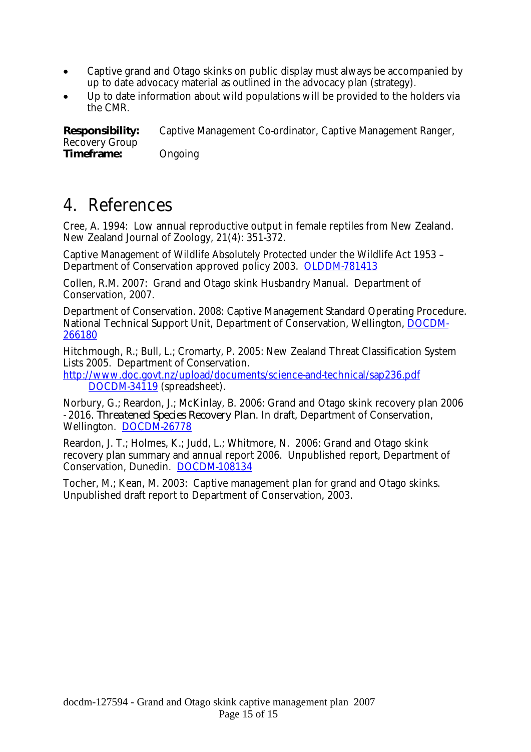- Captive grand and Otago skinks on public display must always be accompanied by up to date advocacy material as outlined in the advocacy plan (strategy).
- Up to date information about wild populations will be provided to the holders via the CMR.

**Responsibility:** Captive Management Co-ordinator, Captive Management Ranger, Recovery Group
**Timeframe:** Ongoing

# 4. References

Cree, A. 1994: Low annual reproductive output in female reptiles from New Zealand. New Zealand Journal of Zoology, 21(4): 351-372.

Captive Management of Wildlife Absolutely Protected under the Wildlife Act 1953 – Department of Conservation approved policy 2003. OLDDM-781413

Collen, R.M. 2007: Grand and Otago skink Husbandry Manual. Department of Conservation, 2007.

Department of Conservation. 2008: Captive Management Standard Operating Procedure. National Technical Support Unit, Department of Conservation, Wellington, DOCDM-266180

Hitchmough, R.; Bull, L.; Cromarty, P. 2005: New Zealand Threat Classification System Lists 2005. Department of Conservation. http://www.doc.govt.nz/upload/documents/science-and-technical/sap236.pdf DOCDM-34119 (spreadsheet).

Norbury, G.; Reardon, J.; McKinlay, B. 2006: Grand and Otago skink recovery plan 2006 - 2016. *Threatened Species Recovery Plan*. In draft, Department of Conservation, Wellington. DOCDM-26778

Reardon, J. T.; Holmes, K.; Judd, L.; Whitmore, N. 2006: Grand and Otago skink recovery plan summary and annual report 2006. Unpublished report, Department of Conservation, Dunedin. DOCDM-108134

Tocher, M.; Kean, M. 2003: Captive management plan for grand and Otago skinks. Unpublished draft report to Department of Conservation, 2003.